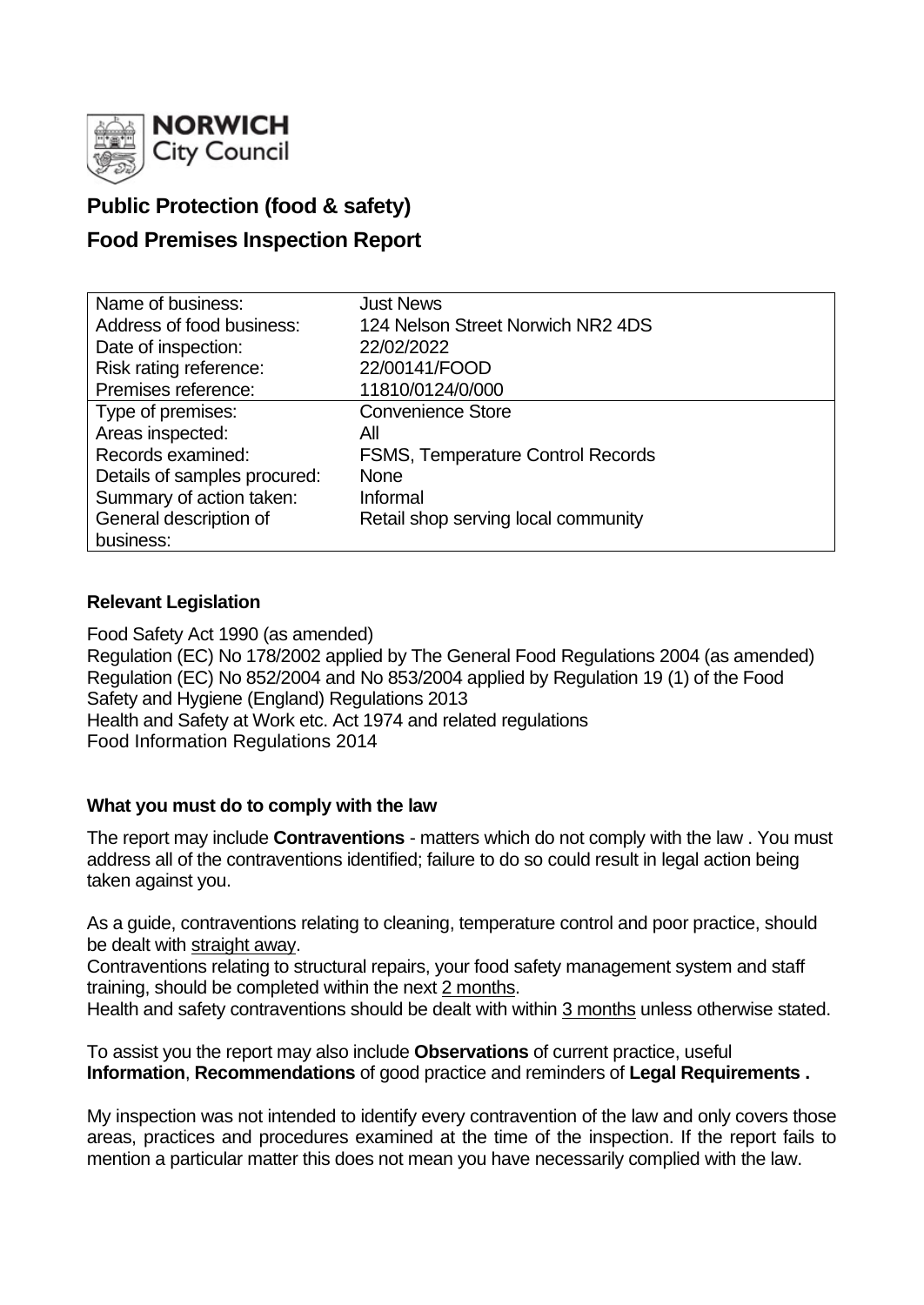**NORWICH** City Council

# Public Protection (food & safety)

# Food Premises Inspection Report

| | |
|---|---|
| Name of business: | Just News |
| Address of food business: | 124 Nelson Street Norwich NR2 4DS |
| Date of inspection: | 22/02/2022 |
| Risk rating reference: | 22/00141/FOOD |
| Premises reference: | 11810/0124/0/000 |
| Type of premises: | Convenience Store |
| Areas inspected: | All |
| Records examined: | FSMS, Temperature Control Records |
| Details of samples procured: | None |
| Summary of action taken: | Informal |
| General description of business: | Retail shop serving local community |

### Relevant Legislation

Food Safety Act 1990 (as amended)
Regulation (EC) No 178/2002 applied by The General Food Regulations 2004 (as amended)
Regulation (EC) No 852/2004 and No 853/2004 applied by Regulation 19 (1) of the Food Safety and Hygiene (England) Regulations 2013
Health and Safety at Work etc. Act 1974 and related regulations
Food Information Regulations 2014

### What you must do to comply with the law

The report may include **Contraventions** - matters which do not comply with the law . You must address all of the contraventions identified; failure to do so could result in legal action being taken against you.

As a guide, contraventions relating to cleaning, temperature control and poor practice, should be dealt with straight away.
Contraventions relating to structural repairs, your food safety management system and staff training, should be completed within the next 2 months.
Health and safety contraventions should be dealt with within 3 months unless otherwise stated.

To assist you the report may also include **Observations** of current practice, useful **Information**, **Recommendations** of good practice and reminders of **Legal Requirements .**

My inspection was not intended to identify every contravention of the law and only covers those areas, practices and procedures examined at the time of the inspection. If the report fails to mention a particular matter this does not mean you have necessarily complied with the law.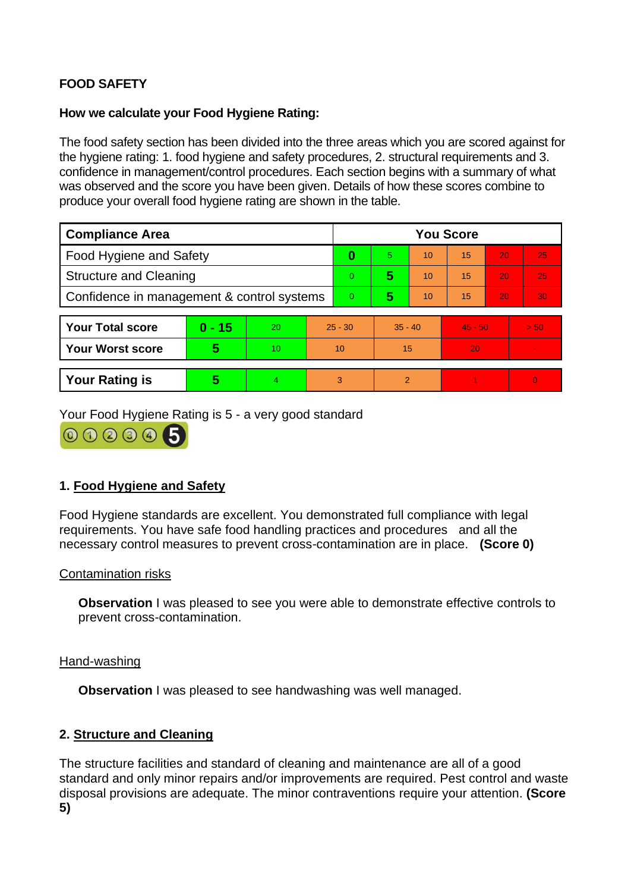**FOOD SAFETY**

**How we calculate your Food Hygiene Rating:**

The food safety section has been divided into the three areas which you are scored against for the hygiene rating: 1. food hygiene and safety procedures, 2. structural requirements and 3. confidence in management/control procedures. Each section begins with a summary of what was observed and the score you have been given. Details of how these scores combine to produce your overall food hygiene rating are shown in the table.

| Compliance Area | You Score | | | | | |
|---|---|---|---|---|---|---|
| Food Hygiene and Safety | **0** | 5 | 10 | 15 | 20 | 25 |
| Structure and Cleaning | 0 | **5** | 10 | 15 | 20 | 25 |
| Confidence in management & control systems | 0 | **5** | 10 | 15 | 20 | 30 |

| | | | | | | |
|---|---|---|---|---|---|---|
| **Your Total score** | **0 - 15** | 20 | 25 - 30 | 35 - 40 | 45 - 50 | > 50 |
| **Your Worst score** | **5** | 10 | 10 | 15 | 20 | - |

| | | | | | | |
|---|---|---|---|---|---|---|
| **Your Rating is** | **5** | 4 | 3 | 2 | 1 | 0 |

Your Food Hygiene Rating is 5 - a very good standard

## 1. Food Hygiene and Safety

Food Hygiene standards are excellent. You demonstrated full compliance with legal requirements. You have safe food handling practices and procedures and all the necessary control measures to prevent cross-contamination are in place. **(Score 0)**

Contamination risks

**Observation** I was pleased to see you were able to demonstrate effective controls to prevent cross-contamination.

Hand-washing

**Observation** I was pleased to see handwashing was well managed.

## 2. Structure and Cleaning

The structure facilities and standard of cleaning and maintenance are all of a good standard and only minor repairs and/or improvements are required. Pest control and waste disposal provisions are adequate. The minor contraventions require your attention. **(Score 5)**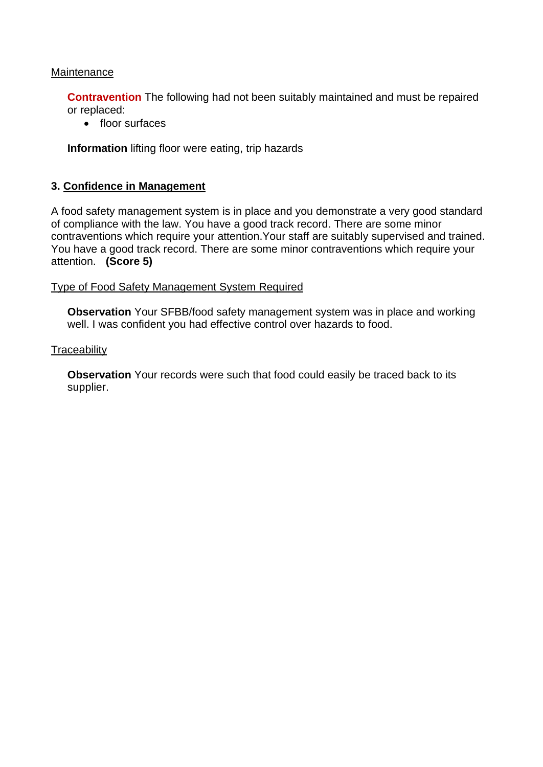Maintenance

**Contravention** The following had not been suitably maintained and must be repaired or replaced:

- floor surfaces

**Information** lifting floor were eating, trip hazards

### 3. Confidence in Management

A food safety management system is in place and you demonstrate a very good standard of compliance with the law. You have a good track record. There are some minor contraventions which require your attention.Your staff are suitably supervised and trained. You have a good track record. There are some minor contraventions which require your attention. **(Score 5)**

Type of Food Safety Management System Required

**Observation** Your SFBB/food safety management system was in place and working well. I was confident you had effective control over hazards to food.

Traceability

**Observation** Your records were such that food could easily be traced back to its supplier.